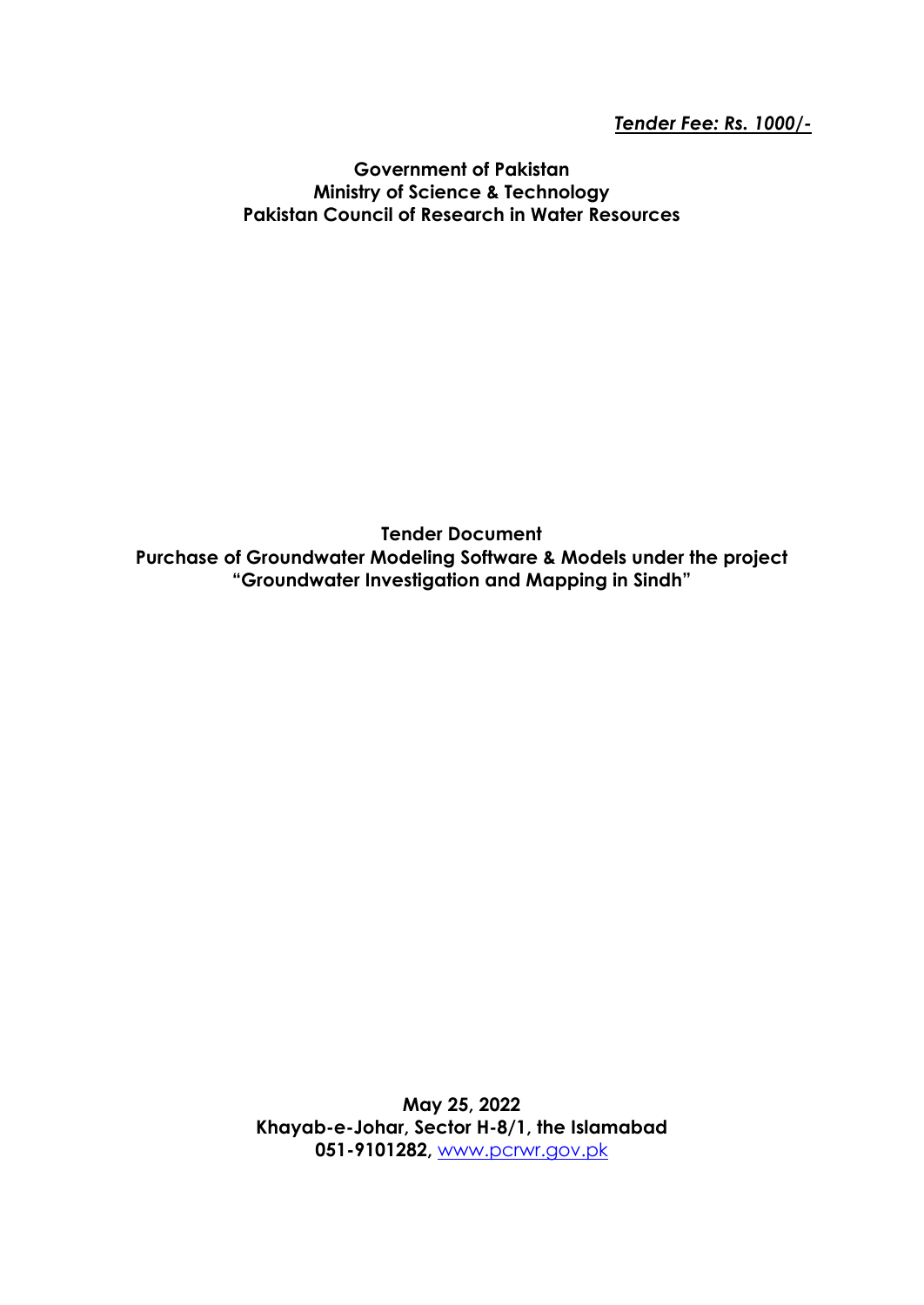***Tender Fee: Rs. 1000/-***

**Government of Pakistan**
**Ministry of Science & Technology**
**Pakistan Council of Research in Water Resources**

# Tender Document

**Purchase of Groundwater Modeling Software & Models under the project "Groundwater Investigation and Mapping in Sindh"**

**May 25, 2022**
**Khayab-e-Johar, Sector H-8/1, the Islamabad**
**051-9101282,** www.pcrwr.gov.pk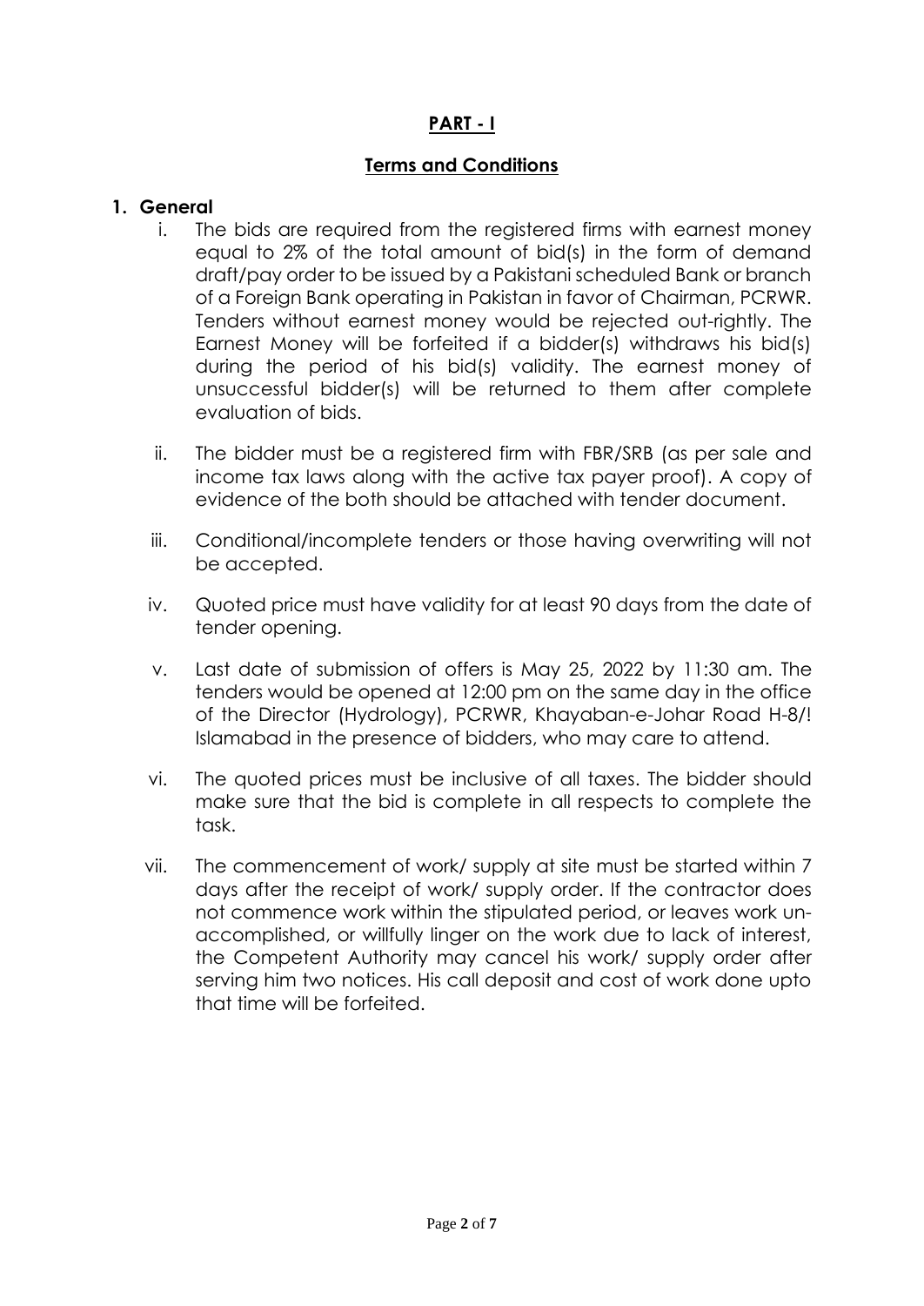## PART - I

## Terms and Conditions

### 1. General

i. The bids are required from the registered firms with earnest money equal to 2% of the total amount of bid(s) in the form of demand draft/pay order to be issued by a Pakistani scheduled Bank or branch of a Foreign Bank operating in Pakistan in favor of Chairman, PCRWR. Tenders without earnest money would be rejected out-rightly. The Earnest Money will be forfeited if a bidder(s) withdraws his bid(s) during the period of his bid(s) validity. The earnest money of unsuccessful bidder(s) will be returned to them after complete evaluation of bids.

ii. The bidder must be a registered firm with FBR/SRB (as per sale and income tax laws along with the active tax payer proof). A copy of evidence of the both should be attached with tender document.

iii. Conditional/incomplete tenders or those having overwriting will not be accepted.

iv. Quoted price must have validity for at least 90 days from the date of tender opening.

v. Last date of submission of offers is May 25, 2022 by 11:30 am. The tenders would be opened at 12:00 pm on the same day in the office of the Director (Hydrology), PCRWR, Khayaban-e-Johar Road H-8/! Islamabad in the presence of bidders, who may care to attend.

vi. The quoted prices must be inclusive of all taxes. The bidder should make sure that the bid is complete in all respects to complete the task.

vii. The commencement of work/ supply at site must be started within 7 days after the receipt of work/ supply order. If the contractor does not commence work within the stipulated period, or leaves work un-accomplished, or willfully linger on the work due to lack of interest, the Competent Authority may cancel his work/ supply order after serving him two notices. His call deposit and cost of work done upto that time will be forfeited.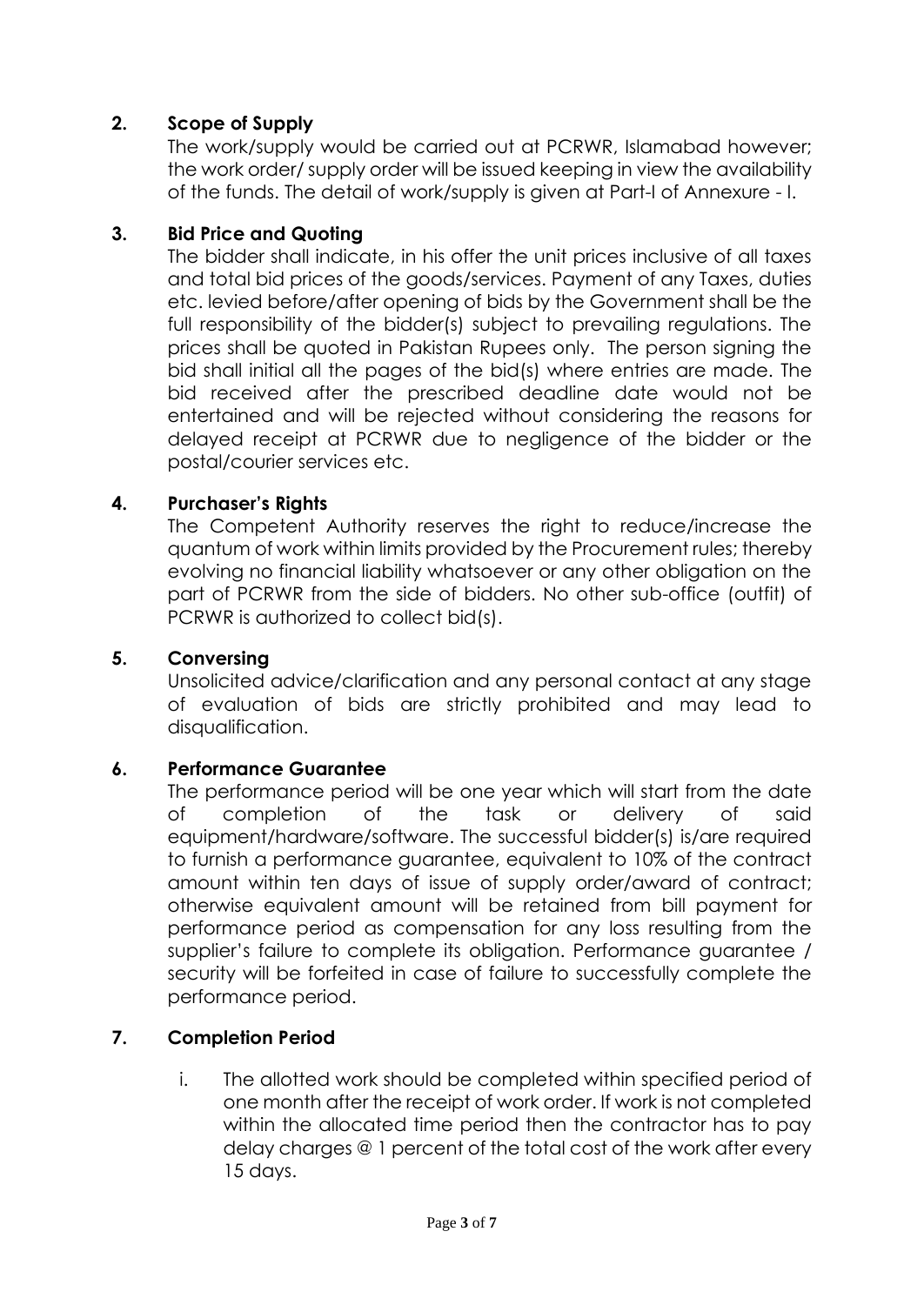**2. Scope of Supply**

The work/supply would be carried out at PCRWR, Islamabad however; the work order/ supply order will be issued keeping in view the availability of the funds. The detail of work/supply is given at Part-I of Annexure - I.

**3. Bid Price and Quoting**

The bidder shall indicate, in his offer the unit prices inclusive of all taxes and total bid prices of the goods/services. Payment of any Taxes, duties etc. levied before/after opening of bids by the Government shall be the full responsibility of the bidder(s) subject to prevailing regulations. The prices shall be quoted in Pakistan Rupees only. The person signing the bid shall initial all the pages of the bid(s) where entries are made. The bid received after the prescribed deadline date would not be entertained and will be rejected without considering the reasons for delayed receipt at PCRWR due to negligence of the bidder or the postal/courier services etc.

**4. Purchaser's Rights**

The Competent Authority reserves the right to reduce/increase the quantum of work within limits provided by the Procurement rules; thereby evolving no financial liability whatsoever or any other obligation on the part of PCRWR from the side of bidders. No other sub-office (outfit) of PCRWR is authorized to collect bid(s).

**5. Conversing**

Unsolicited advice/clarification and any personal contact at any stage of evaluation of bids are strictly prohibited and may lead to disqualification.

**6. Performance Guarantee**

The performance period will be one year which will start from the date of completion of the task or delivery of said equipment/hardware/software. The successful bidder(s) is/are required to furnish a performance guarantee, equivalent to 10% of the contract amount within ten days of issue of supply order/award of contract; otherwise equivalent amount will be retained from bill payment for performance period as compensation for any loss resulting from the supplier's failure to complete its obligation. Performance guarantee / security will be forfeited in case of failure to successfully complete the performance period.

**7. Completion Period**

i. The allotted work should be completed within specified period of one month after the receipt of work order. If work is not completed within the allocated time period then the contractor has to pay delay charges @ 1 percent of the total cost of the work after every 15 days.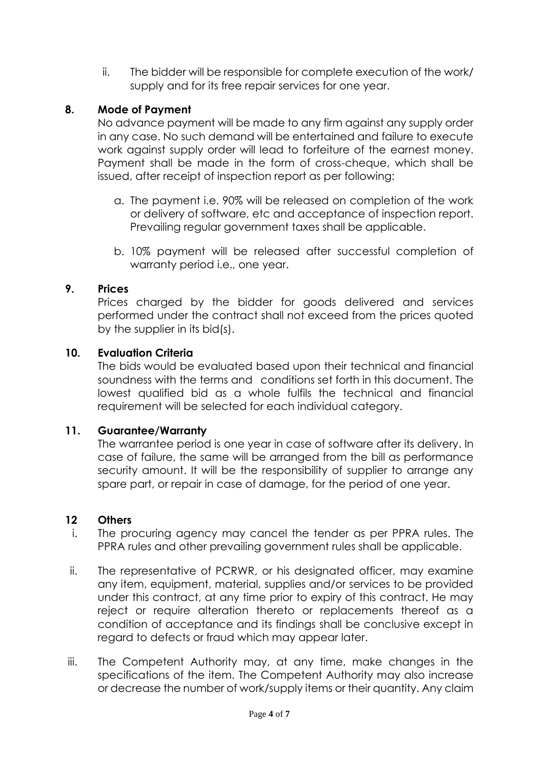ii. The bidder will be responsible for complete execution of the work/ supply and for its free repair services for one year.

**8. Mode of Payment**

No advance payment will be made to any firm against any supply order in any case. No such demand will be entertained and failure to execute work against supply order will lead to forfeiture of the earnest money. Payment shall be made in the form of cross-cheque, which shall be issued, after receipt of inspection report as per following:

a. The payment i.e. 90% will be released on completion of the work or delivery of software, etc and acceptance of inspection report. Prevailing regular government taxes shall be applicable.

b. 10% payment will be released after successful completion of warranty period i.e., one year.

**9. Prices**

Prices charged by the bidder for goods delivered and services performed under the contract shall not exceed from the prices quoted by the supplier in its bid(s).

**10. Evaluation Criteria**

The bids would be evaluated based upon their technical and financial soundness with the terms and conditions set forth in this document. The lowest qualified bid as a whole fulfils the technical and financial requirement will be selected for each individual category.

**11. Guarantee/Warranty**

The warrantee period is one year in case of software after its delivery. In case of failure, the same will be arranged from the bill as performance security amount. It will be the responsibility of supplier to arrange any spare part, or repair in case of damage, for the period of one year.

**12 Others**

i. The procuring agency may cancel the tender as per PPRA rules. The PPRA rules and other prevailing government rules shall be applicable.

ii. The representative of PCRWR, or his designated officer, may examine any item, equipment, material, supplies and/or services to be provided under this contract, at any time prior to expiry of this contract. He may reject or require alteration thereto or replacements thereof as a condition of acceptance and its findings shall be conclusive except in regard to defects or fraud which may appear later.

iii. The Competent Authority may, at any time, make changes in the specifications of the item. The Competent Authority may also increase or decrease the number of work/supply items or their quantity. Any claim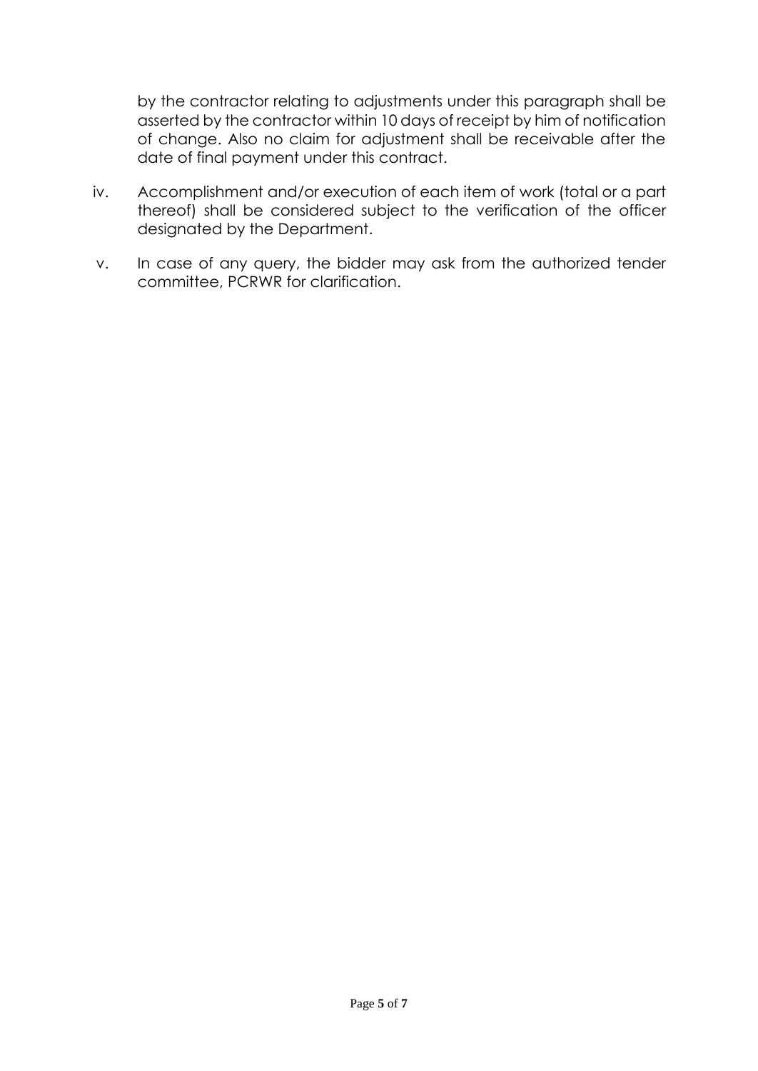by the contractor relating to adjustments under this paragraph shall be asserted by the contractor within 10 days of receipt by him of notification of change. Also no claim for adjustment shall be receivable after the date of final payment under this contract.

iv. Accomplishment and/or execution of each item of work (total or a part thereof) shall be considered subject to the verification of the officer designated by the Department.

v. In case of any query, the bidder may ask from the authorized tender committee, PCRWR for clarification.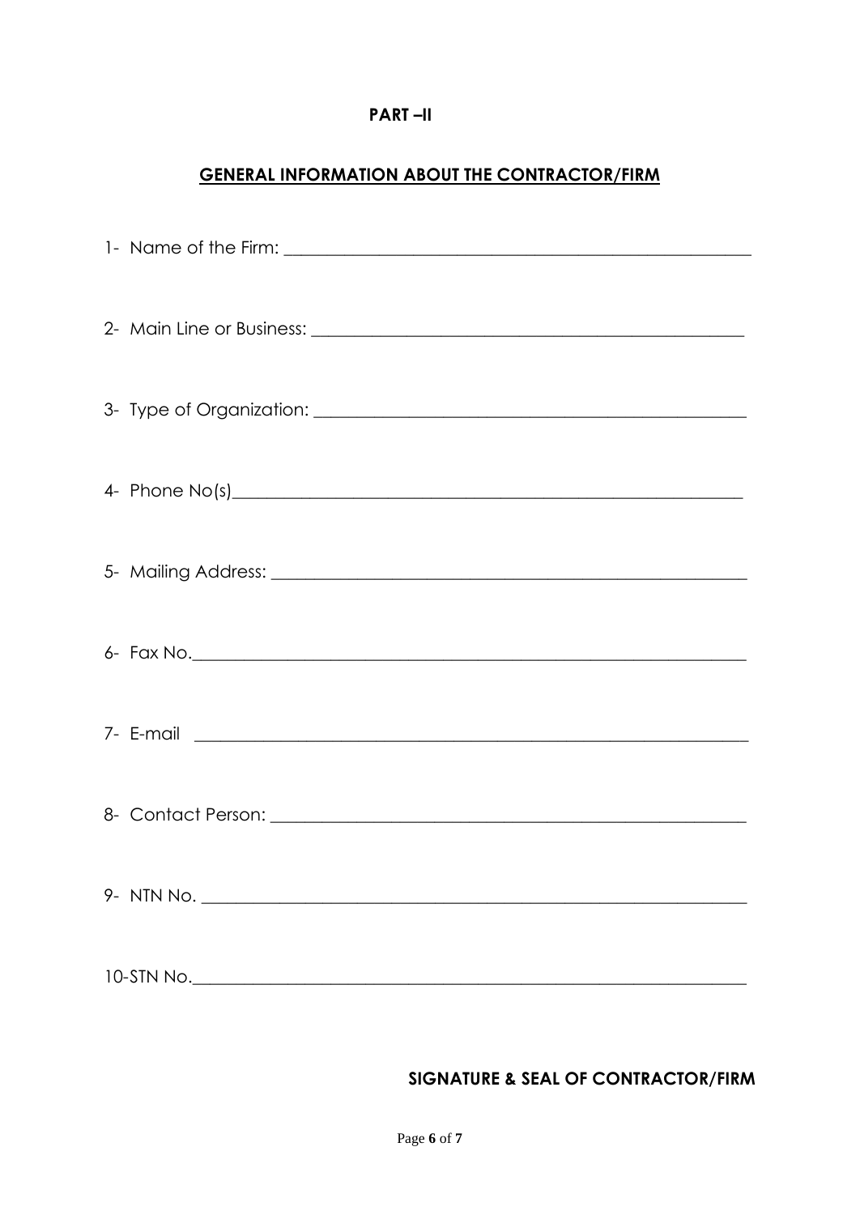**PART –II**

## GENERAL INFORMATION ABOUT THE CONTRACTOR/FIRM

1- Name of the Firm: ____________________________________________________

2- Main Line or Business: ________________________________________________

3- Type of Organization: ________________________________________________

4- Phone No(s)______________________________________________________

5- Mailing Address: ___________________________________________________

6- Fax No.__________________________________________________________

7- E-mail ___________________________________________________________

8- Contact Person: ____________________________________________________

9- NTN No. _________________________________________________________

10-STN No.__________________________________________________________

**SIGNATURE & SEAL OF CONTRACTOR/FIRM**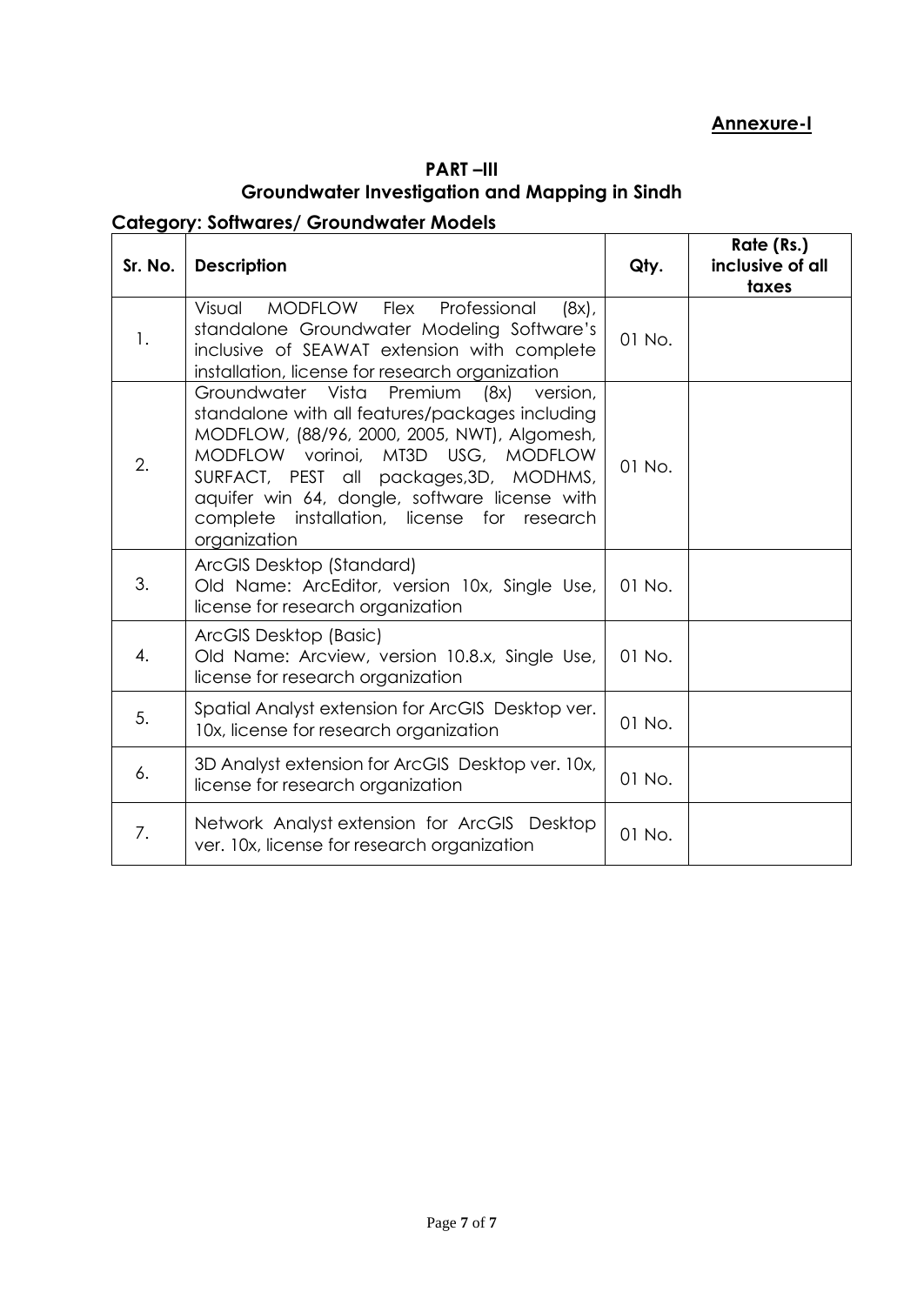**Annexure-I**

## PART –III
## Groundwater Investigation and Mapping in Sindh

### Category: Softwares/ Groundwater Models

| Sr. No. | Description | Qty. | Rate (Rs.) inclusive of all taxes |
|---|---|---|---|
| 1. | Visual MODFLOW Flex Professional (8x), standalone Groundwater Modeling Software's inclusive of SEAWAT extension with complete installation, license for research organization | 01 No. | |
| 2. | Groundwater Vista Premium (8x) version, standalone with all features/packages including MODFLOW, (88/96, 2000, 2005, NWT), Algomesh, MODFLOW vorinoi, MT3D USG, MODFLOW SURFACT, PEST all packages,3D, MODHMS, aquifer win 64, dongle, software license with complete installation, license for research organization | 01 No. | |
| 3. | ArcGIS Desktop (Standard)<br>Old Name: ArcEditor, version 10x, Single Use, license for research organization | 01 No. | |
| 4. | ArcGIS Desktop (Basic)<br>Old Name: Arcview, version 10.8.x, Single Use, license for research organization | 01 No. | |
| 5. | Spatial Analyst extension for ArcGIS Desktop ver. 10x, license for research organization | 01 No. | |
| 6. | 3D Analyst extension for ArcGIS Desktop ver. 10x, license for research organization | 01 No. | |
| 7. | Network Analyst extension for ArcGIS Desktop ver. 10x, license for research organization | 01 No. | |